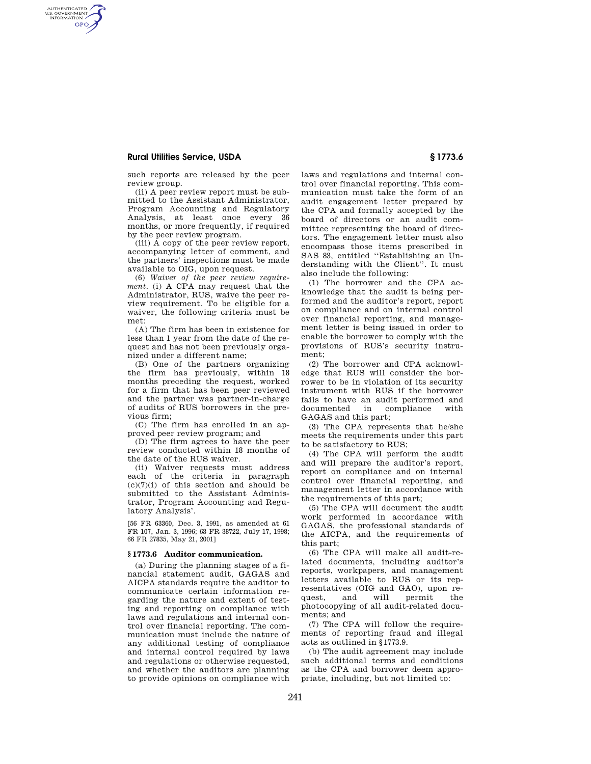such reports are released by the peer review group.

(ii) A peer review report must be submitted to the Assistant Administrator, Program Accounting and Regulatory Analysis, at least once every 36 months, or more frequently, if required by the peer review program.

(iii) A copy of the peer review report, accompanying letter of comment, and the partners' inspections must be made available to OIG, upon request.

(6) *Waiver of the peer review requirement.* (i) A CPA may request that the Administrator, RUS, waive the peer review requirement. To be eligible for a waiver, the following criteria must be met:

(A) The firm has been in existence for less than 1 year from the date of the request and has not been previously organized under a different name;

(B) One of the partners organizing the firm has previously, within 18 months preceding the request, worked for a firm that has been peer reviewed and the partner was partner-in-charge of audits of RUS borrowers in the previous firm;

(C) The firm has enrolled in an approved peer review program; and

(D) The firm agrees to have the peer review conducted within 18 months of the date of the RUS waiver.

(ii) Waiver requests must address each of the criteria in paragraph (c)(7)(i) of this section and should be submitted to the Assistant Administrator, Program Accounting and Regulatory Analysis'.

[56 FR 63360, Dec. 3, 1991, as amended at 61 FR 107, Jan. 3, 1996; 63 FR 38722, July 17, 1998; 66 FR 27835, May 21, 2001]

## § 1773.6 Auditor communication.

(a) During the planning stages of a financial statement audit, GAGAS and AICPA standards require the auditor to communicate certain information regarding the nature and extent of testing and reporting on compliance with laws and regulations and internal control over financial reporting. The communication must include the nature of any additional testing of compliance and internal control required by laws and regulations or otherwise requested, and whether the auditors are planning to provide opinions on compliance with laws and regulations and internal control over financial reporting. This communication must take the form of an audit engagement letter prepared by the CPA and formally accepted by the board of directors or an audit committee representing the board of directors. The engagement letter must also encompass those items prescribed in SAS 83, entitled ''Establishing an Understanding with the Client''. It must also include the following:

(1) The borrower and the CPA acknowledge that the audit is being performed and the auditor's report, report on compliance and on internal control over financial reporting, and management letter is being issued in order to enable the borrower to comply with the provisions of RUS's security instrument;

(2) The borrower and CPA acknowledge that RUS will consider the borrower to be in violation of its security instrument with RUS if the borrower fails to have an audit performed and documented in compliance with GAGAS and this part;

(3) The CPA represents that he/she meets the requirements under this part to be satisfactory to RUS;

(4) The CPA will perform the audit and will prepare the auditor's report, report on compliance and on internal control over financial reporting, and management letter in accordance with the requirements of this part;

(5) The CPA will document the audit work performed in accordance with GAGAS, the professional standards of the AICPA, and the requirements of this part;

(6) The CPA will make all audit-related documents, including auditor's reports, workpapers, and management letters available to RUS or its representatives (OIG and GAO), upon request, and will permit the photocopying of all audit-related documents; and

(7) The CPA will follow the requirements of reporting fraud and illegal acts as outlined in § 1773.9.

(b) The audit agreement may include such additional terms and conditions as the CPA and borrower deem appropriate, including, but not limited to: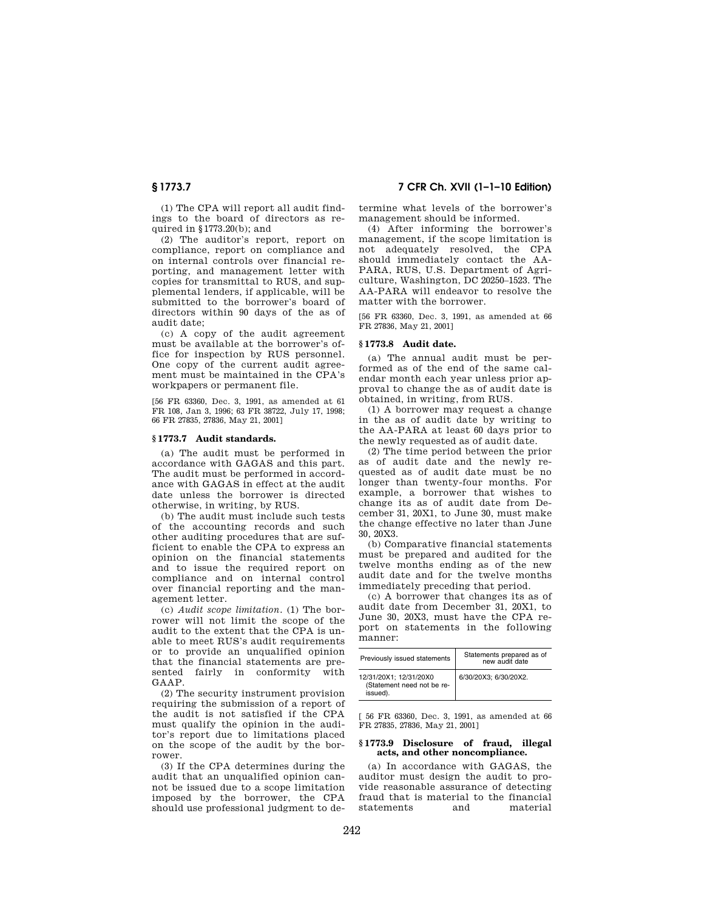(1) The CPA will report all audit findings to the board of directors as required in §1773.20(b); and

(2) The auditor's report, report on compliance, report on compliance and on internal controls over financial reporting, and management letter with copies for transmittal to RUS, and supplemental lenders, if applicable, will be submitted to the borrower's board of directors within 90 days of the as of audit date;

(c) A copy of the audit agreement must be available at the borrower's office for inspection by RUS personnel. One copy of the current audit agreement must be maintained in the CPA's workpapers or permanent file.

[56 FR 63360, Dec. 3, 1991, as amended at 61 FR 108, Jan 3, 1996; 63 FR 38722, July 17, 1998; 66 FR 27835, 27836, May 21, 2001]

## § 1773.7 Audit standards.

(a) The audit must be performed in accordance with GAGAS and this part. The audit must be performed in accordance with GAGAS in effect at the audit date unless the borrower is directed otherwise, in writing, by RUS.

(b) The audit must include such tests of the accounting records and such other auditing procedures that are sufficient to enable the CPA to express an opinion on the financial statements and to issue the required report on compliance and on internal control over financial reporting and the management letter.

(c) *Audit scope limitation.* (1) The borrower will not limit the scope of the audit to the extent that the CPA is unable to meet RUS's audit requirements or to provide an unqualified opinion that the financial statements are presented fairly in conformity with GAAP.

(2) The security instrument provision requiring the submission of a report of the audit is not satisfied if the CPA must qualify the opinion in the auditor's report due to limitations placed on the scope of the audit by the borrower.

(3) If the CPA determines during the audit that an unqualified opinion cannot be issued due to a scope limitation imposed by the borrower, the CPA should use professional judgment to determine what levels of the borrower's management should be informed.

(4) After informing the borrower's management, if the scope limitation is not adequately resolved, the CPA should immediately contact the AA-PARA, RUS, U.S. Department of Agriculture, Washington, DC 20250–1523. The AA-PARA will endeavor to resolve the matter with the borrower.

[56 FR 63360, Dec. 3, 1991, as amended at 66 FR 27836, May 21, 2001]

## § 1773.8 Audit date.

(a) The annual audit must be performed as of the end of the same calendar month each year unless prior approval to change the as of audit date is obtained, in writing, from RUS.

(1) A borrower may request a change in the as of audit date by writing to the AA-PARA at least 60 days prior to the newly requested as of audit date.

(2) The time period between the prior as of audit date and the newly requested as of audit date must be no longer than twenty-four months. For example, a borrower that wishes to change its as of audit date from December 31, 20X1, to June 30, must make the change effective no later than June 30, 20X3.

(b) Comparative financial statements must be prepared and audited for the twelve months ending as of the new audit date and for the twelve months immediately preceding that period.

(c) A borrower that changes its as of audit date from December 31, 20X1, to June 30, 20X3, must have the CPA report on statements in the following manner:

| Previously issued statements | Statements prepared as of new audit date |
|---|---|
| 12/31/20X1; 12/31/20X0 (Statement need not be re-issued). | 6/30/20X3; 6/30/20X2. |

[ 56 FR 63360, Dec. 3, 1991, as amended at 66 FR 27835, 27836, May 21, 2001]

## § 1773.9 Disclosure of fraud, illegal acts, and other noncompliance.

(a) In accordance with GAGAS, the auditor must design the audit to provide reasonable assurance of detecting fraud that is material to the financial statements and material